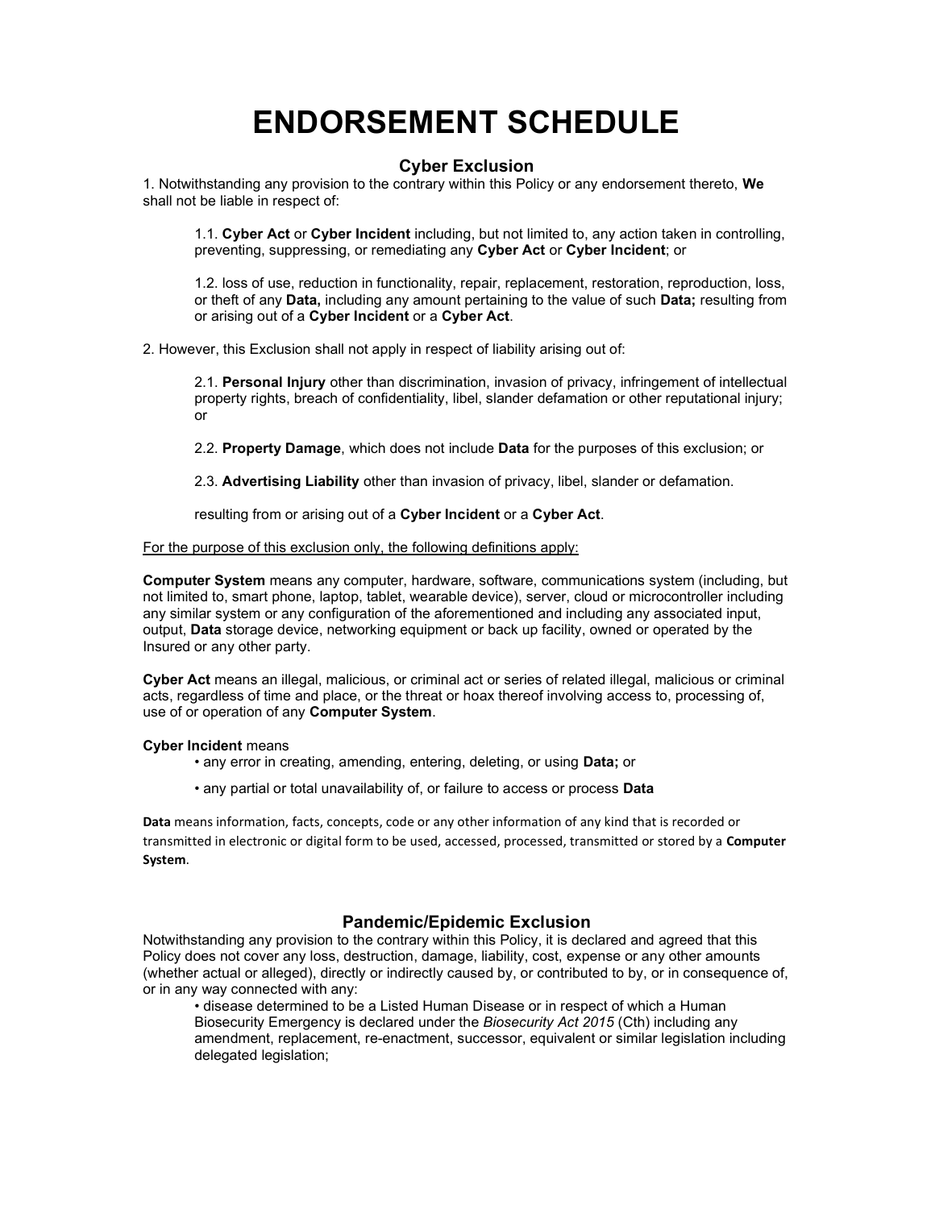# ENDORSEMENT SCHEDULE

## Cyber Exclusion

1. Notwithstanding any provision to the contrary within this Policy or any endorsement thereto, **We** shall not be liable in respect of:

   1.1. **Cyber Act** or **Cyber Incident** including, but not limited to, any action taken in controlling, preventing, suppressing, or remediating any **Cyber Act** or **Cyber Incident**; or

   1.2. loss of use, reduction in functionality, repair, replacement, restoration, reproduction, loss, or theft of any **Data,** including any amount pertaining to the value of such **Data;** resulting from or arising out of a **Cyber Incident** or a **Cyber Act**.

2. However, this Exclusion shall not apply in respect of liability arising out of:

   2.1. **Personal Injury** other than discrimination, invasion of privacy, infringement of intellectual property rights, breach of confidentiality, libel, slander defamation or other reputational injury; or

   2.2. **Property Damage**, which does not include **Data** for the purposes of this exclusion; or

   2.3. **Advertising Liability** other than invasion of privacy, libel, slander or defamation.

   resulting from or arising out of a **Cyber Incident** or a **Cyber Act**.

For the purpose of this exclusion only, the following definitions apply:

**Computer System** means any computer, hardware, software, communications system (including, but not limited to, smart phone, laptop, tablet, wearable device), server, cloud or microcontroller including any similar system or any configuration of the aforementioned and including any associated input, output, **Data** storage device, networking equipment or back up facility, owned or operated by the Insured or any other party.

**Cyber Act** means an illegal, malicious, or criminal act or series of related illegal, malicious or criminal acts, regardless of time and place, or the threat or hoax thereof involving access to, processing of, use of or operation of any **Computer System**.

**Cyber Incident** means

- any error in creating, amending, entering, deleting, or using **Data;** or
- any partial or total unavailability of, or failure to access or process **Data**

**Data** means information, facts, concepts, code or any other information of any kind that is recorded or transmitted in electronic or digital form to be used, accessed, processed, transmitted or stored by a **Computer System**.

## Pandemic/Epidemic Exclusion

Notwithstanding any provision to the contrary within this Policy, it is declared and agreed that this Policy does not cover any loss, destruction, damage, liability, cost, expense or any other amounts (whether actual or alleged), directly or indirectly caused by, or contributed to by, or in consequence of, or in any way connected with any:

- disease determined to be a Listed Human Disease or in respect of which a Human Biosecurity Emergency is declared under the *Biosecurity Act 2015* (Cth) including any amendment, replacement, re-enactment, successor, equivalent or similar legislation including delegated legislation;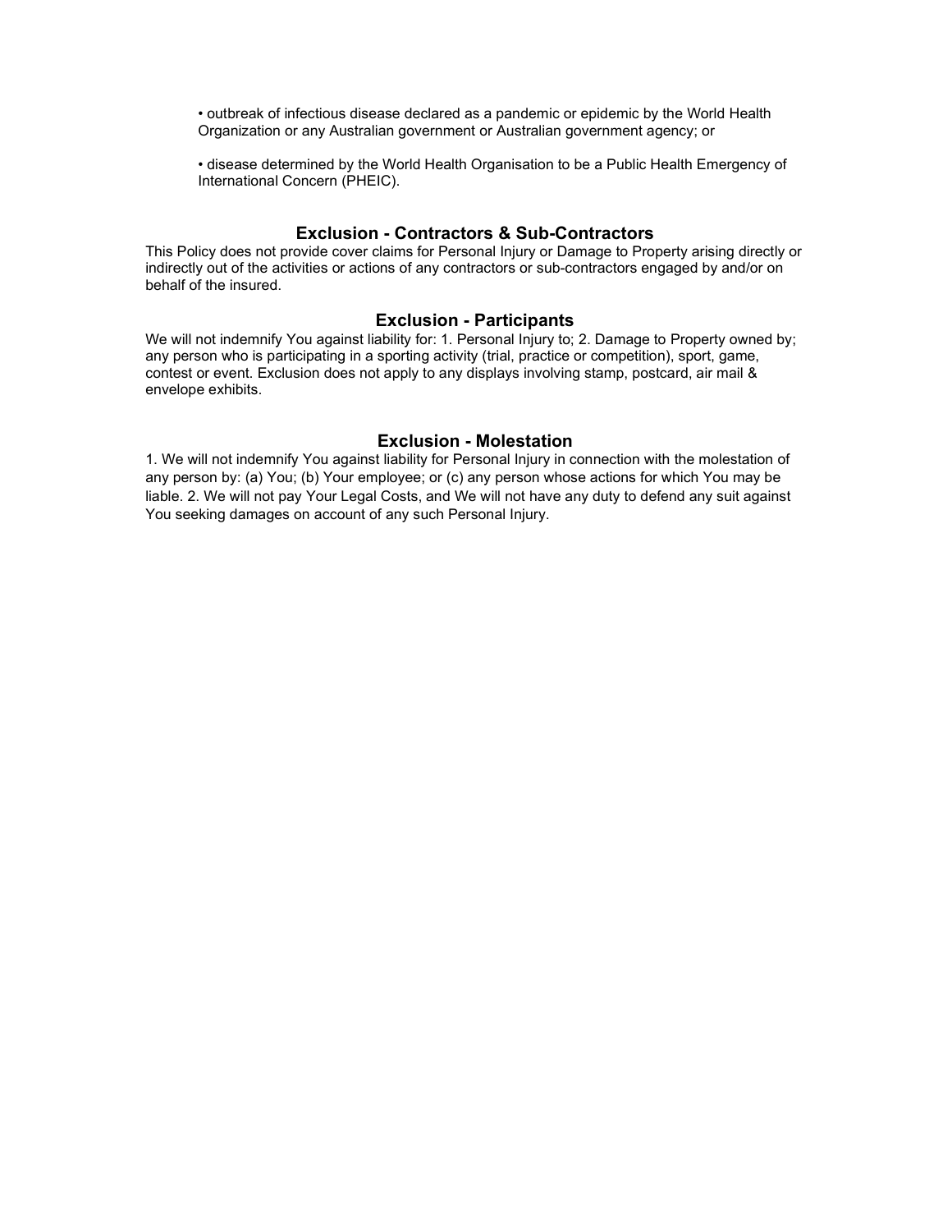- outbreak of infectious disease declared as a pandemic or epidemic by the World Health Organization or any Australian government or Australian government agency; or

- disease determined by the World Health Organisation to be a Public Health Emergency of International Concern (PHEIC).

### Exclusion - Contractors & Sub-Contractors

This Policy does not provide cover claims for Personal Injury or Damage to Property arising directly or indirectly out of the activities or actions of any contractors or sub-contractors engaged by and/or on behalf of the insured.

### Exclusion - Participants

We will not indemnify You against liability for: 1. Personal Injury to; 2. Damage to Property owned by; any person who is participating in a sporting activity (trial, practice or competition), sport, game, contest or event. Exclusion does not apply to any displays involving stamp, postcard, air mail & envelope exhibits.

### Exclusion - Molestation

1. We will not indemnify You against liability for Personal Injury in connection with the molestation of any person by: (a) You; (b) Your employee; or (c) any person whose actions for which You may be liable. 2. We will not pay Your Legal Costs, and We will not have any duty to defend any suit against You seeking damages on account of any such Personal Injury.